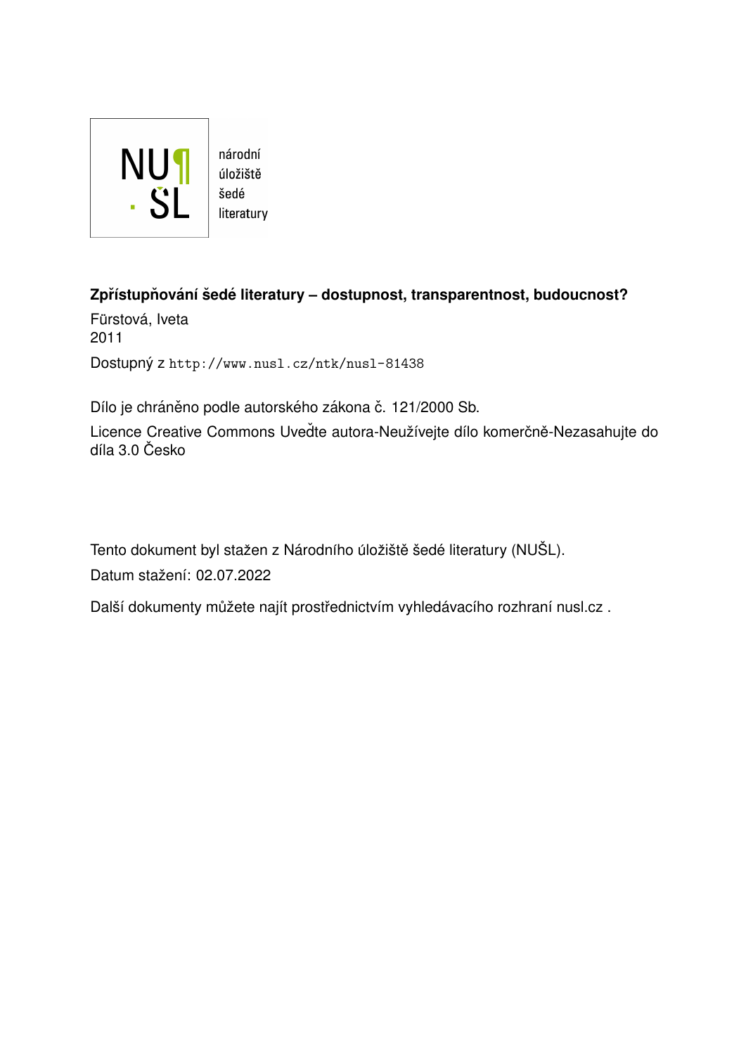NU¶
· ŠL

národní
úložiště
šedé
literatury

**Zpřístupňování šedé literatury – dostupnost, transparentnost, budoucnost?**

Fürstová, Iveta
2011

Dostupný z http://www.nusl.cz/ntk/nusl-81438

Dílo je chráněno podle autorského zákona č. 121/2000 Sb.

Licence Creative Commons Uveďte autora-Neužívejte dílo komerčně-Nezasahujte do díla 3.0 Česko

Tento dokument byl stažen z Národního úložiště šedé literatury (NUŠL).

Datum stažení: 02.07.2022

Další dokumenty můžete najít prostřednictvím vyhledávacího rozhraní nusl.cz .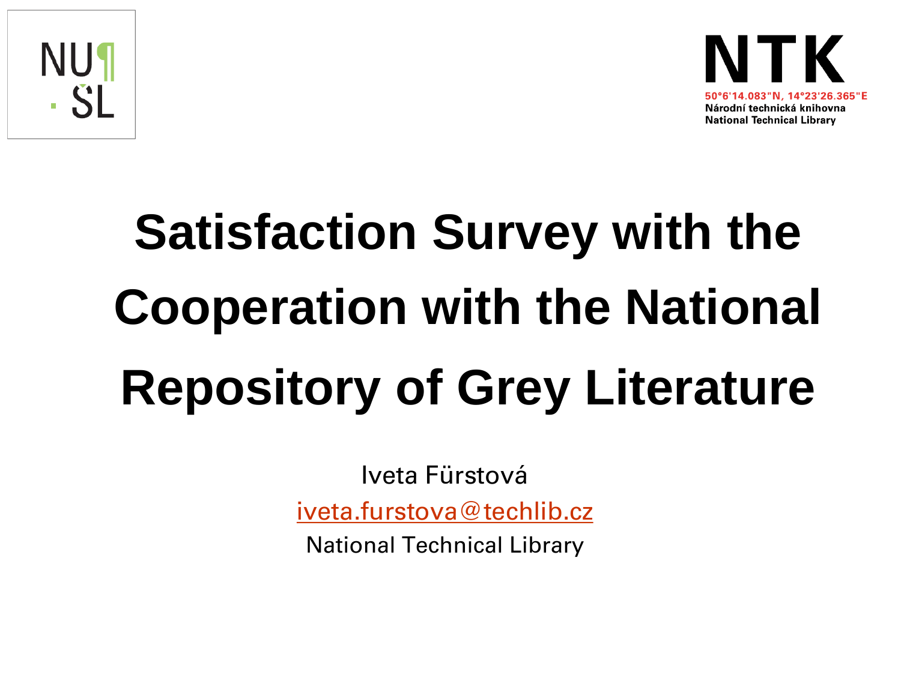NUŠL

NTK

50°6'14.083"N, 14°23'26.365"E
Národní technická knihovna
National Technical Library

# Satisfaction Survey with the Cooperation with the National Repository of Grey Literature

Iveta Fürstová

iveta.furstova@techlib.cz

National Technical Library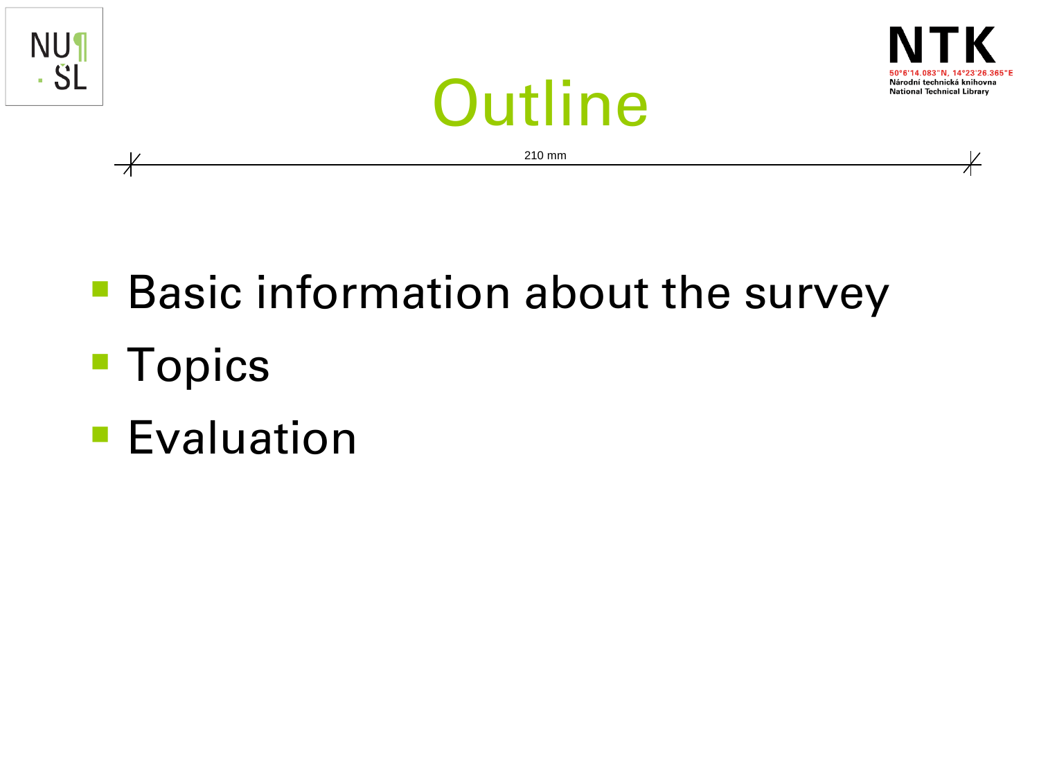# Outline

210 mm

- Basic information about the survey
- Topics
- Evaluation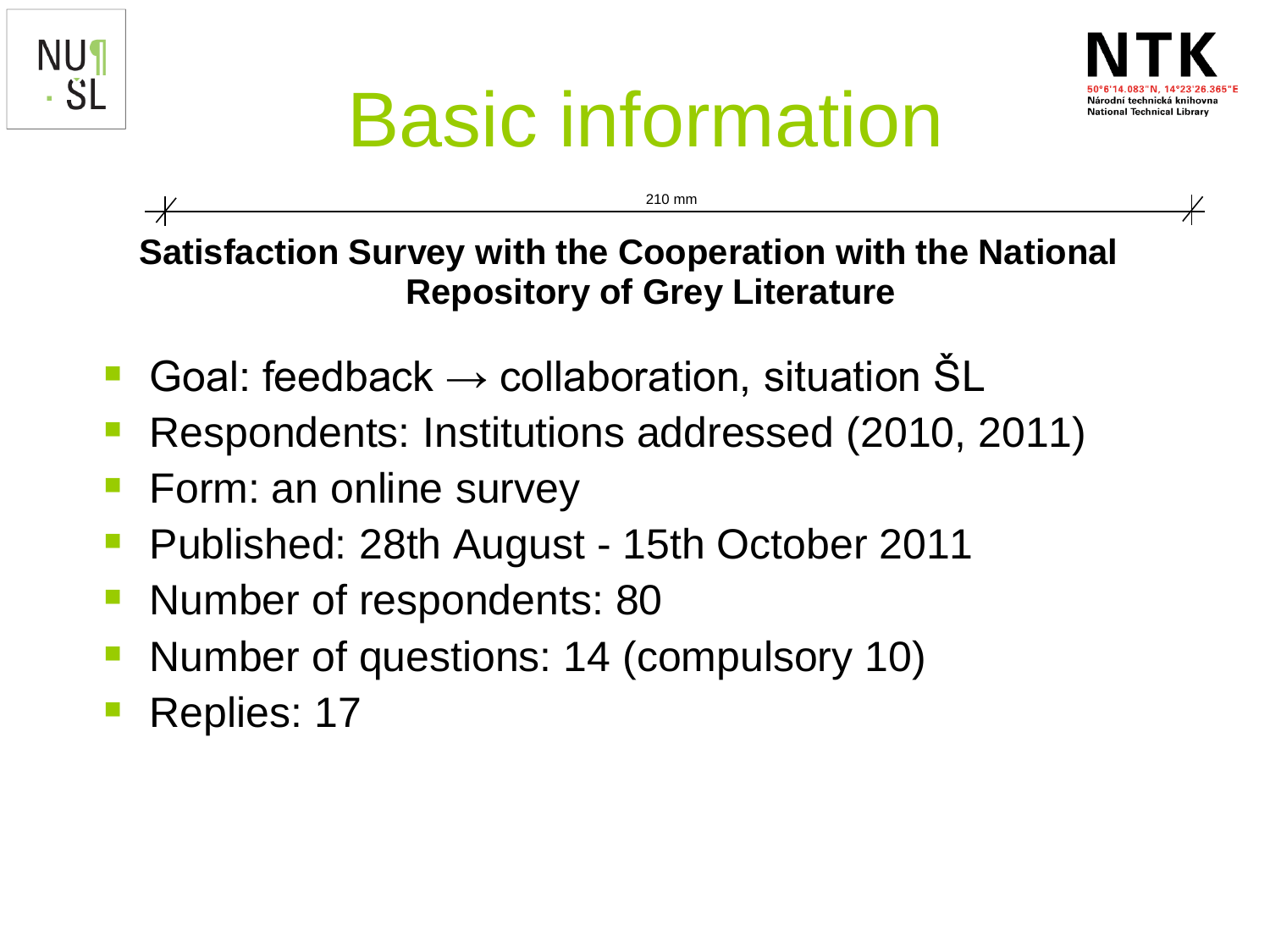# Basic information

210 mm

**Satisfaction Survey with the Cooperation with the National Repository of Grey Literature**

- Goal: feedback → collaboration, situation ŠL
- Respondents: Institutions addressed (2010, 2011)
- Form: an online survey
- Published: 28th August - 15th October 2011
- Number of respondents: 80
- Number of questions: 14 (compulsory 10)
- Replies: 17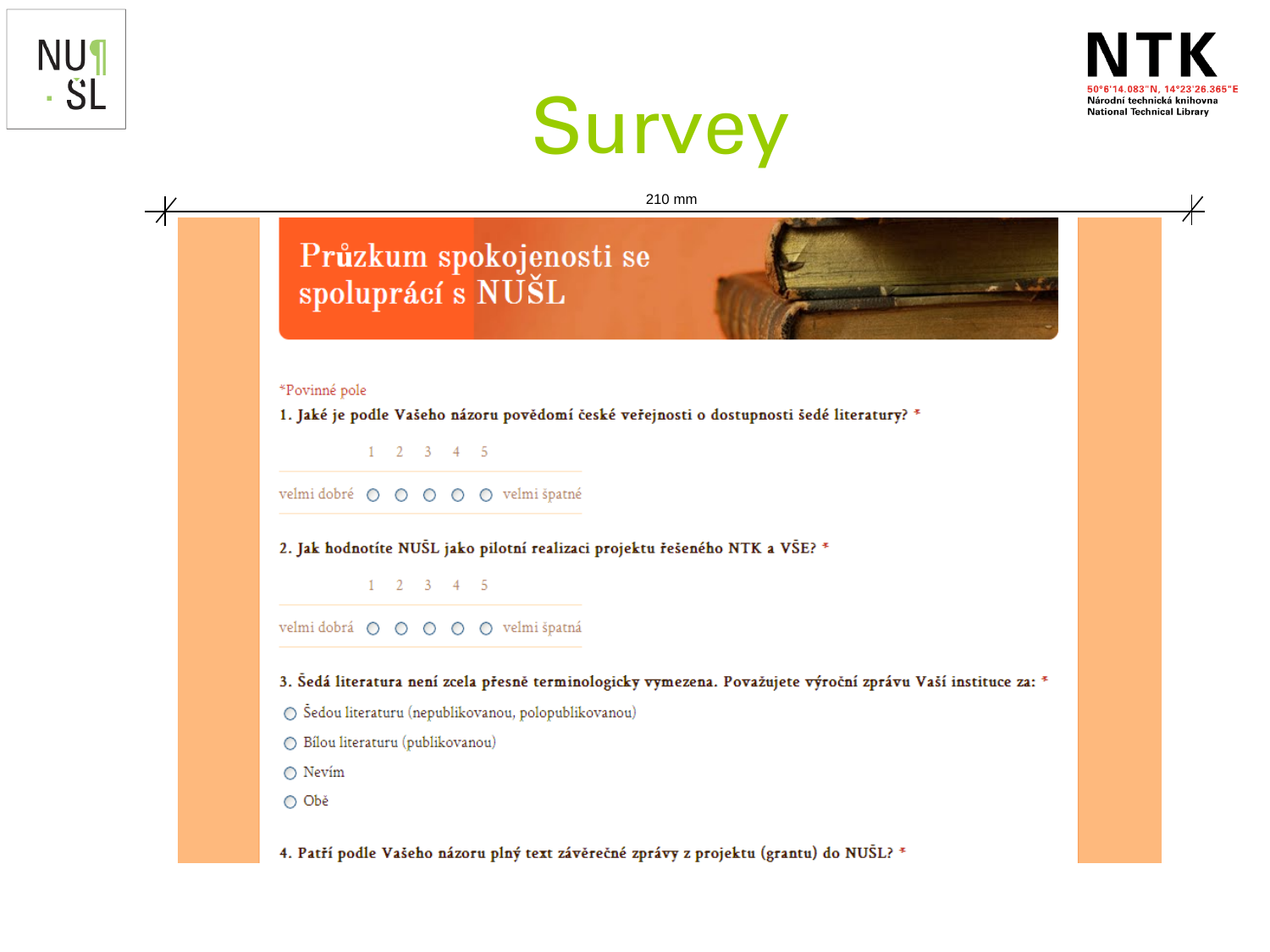# Survey

210 mm

## Průzkum spokojenosti se spoluprací s NUŠL

*Povinné pole

**1. Jaké je podle Vašeho názoru povědomí české veřejnosti o dostupnosti šedé literatury? ***

| | 1 | 2 | 3 | 4 | 5 | |
|---|---|---|---|---|---|---|
| velmi dobré | ○ | ○ | ○ | ○ | ○ | velmi špatné |

**2. Jak hodnotíte NUŠL jako pilotní realizaci projektu řešeného NTK a VŠE? ***

| | 1 | 2 | 3 | 4 | 5 | |
|---|---|---|---|---|---|---|
| velmi dobrá | ○ | ○ | ○ | ○ | ○ | velmi špatná |

**3. Šedá literatura není zcela přesně terminologicky vymezena. Považujete výroční zprávu Vaší instituce za: ***

- ○ Šedou literaturu (nepublikovanou, polopublikovanou)
- ○ Bílou literaturu (publikovanou)
- ○ Nevím
- ○ Obě

**4. Patří podle Vašeho názoru plný text závěrečné zprávy z projektu (grantu) do NUŠL? ***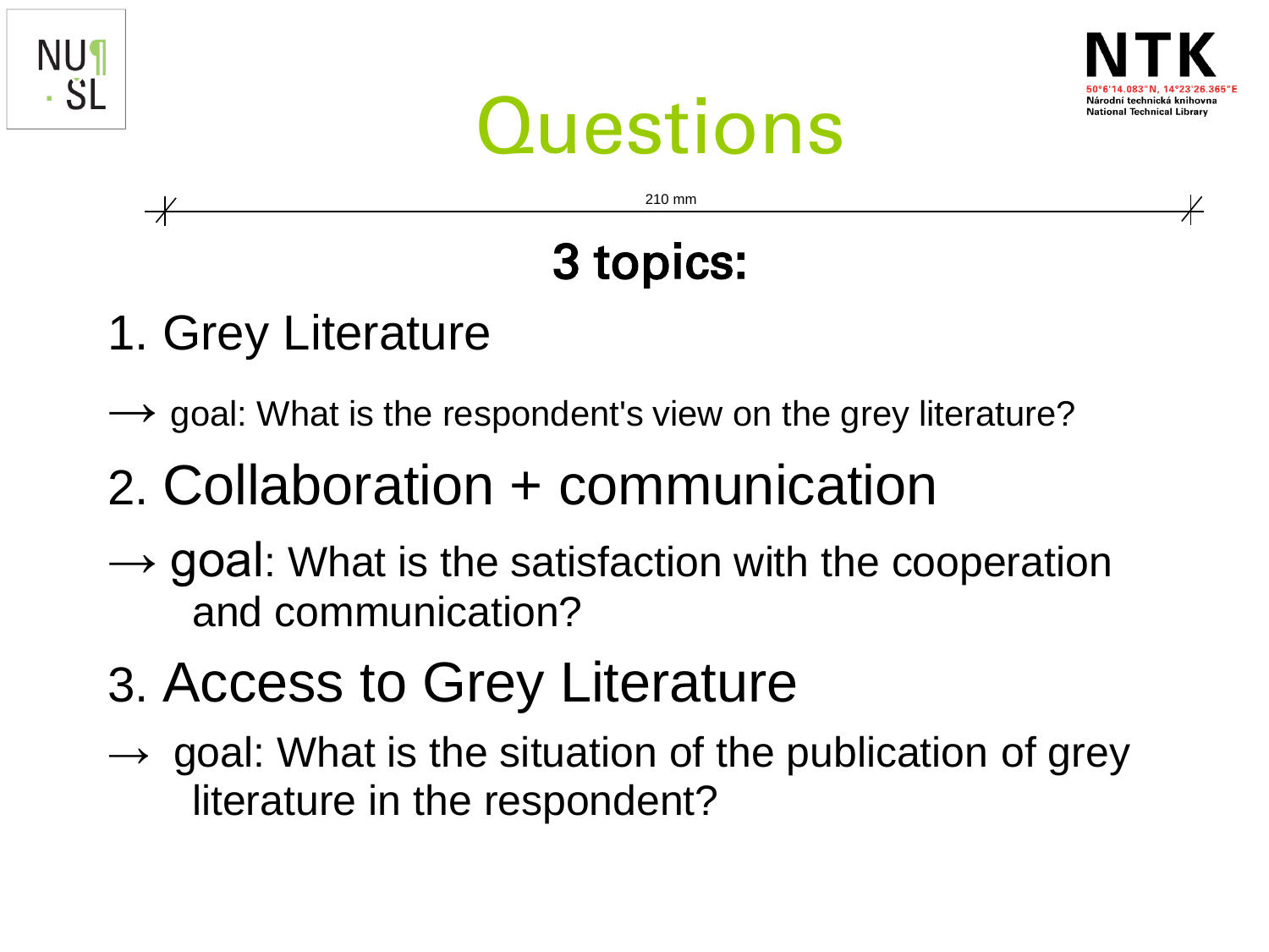# Questions

210 mm

## 3 topics:

1. Grey Literature

→ goal: What is the respondent's view on the grey literature?

2. Collaboration + communication

→ goal: What is the satisfaction with the cooperation and communication?

3. Access to Grey Literature

→ goal: What is the situation of the publication of grey literature in the respondent?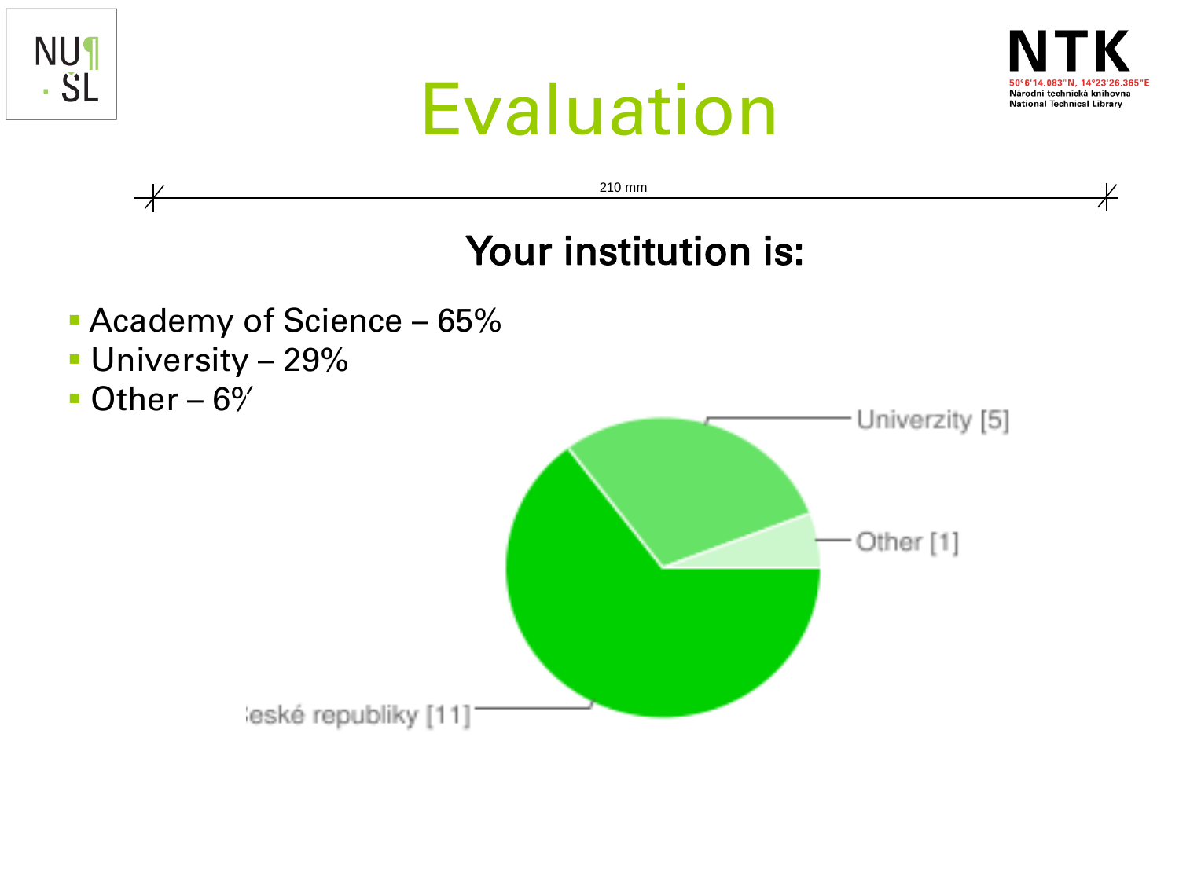# Evaluation

210 mm

## Your institution is:

- Academy of Science – 65%
- University – 29%
- Other – 6%

Univerzity [5]

Other [1]

eské republiky [11]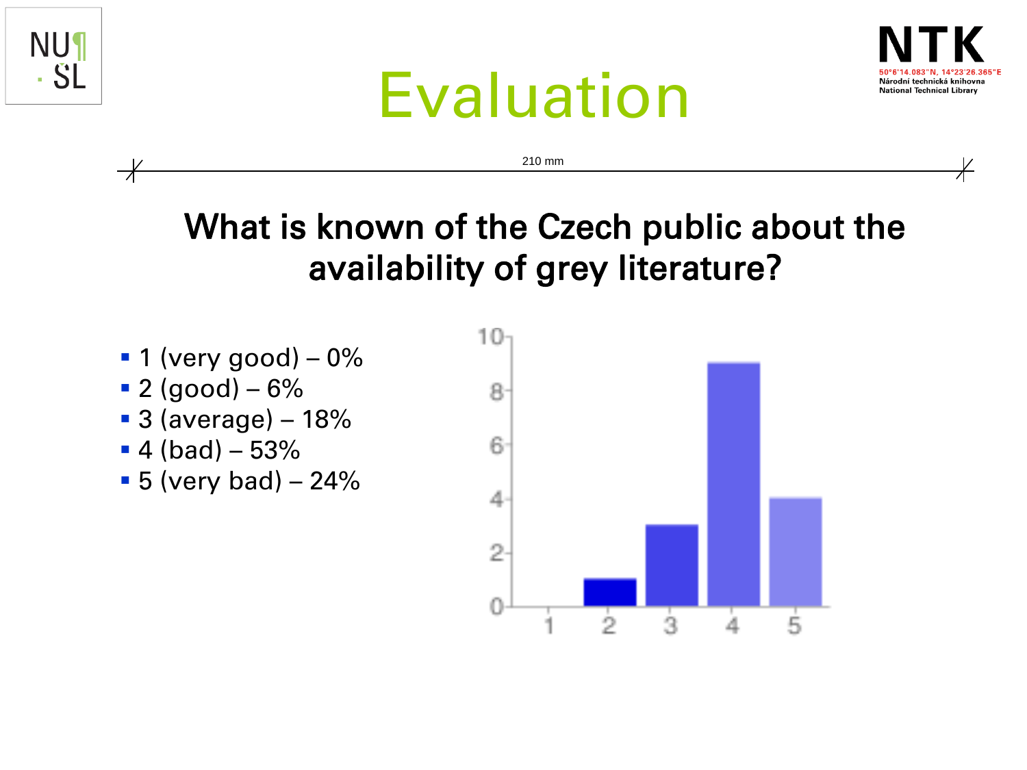# Evaluation

## What is known of the Czech public about the availability of grey literature?

- 1 (very good) – 0%
- 2 (good) – 6%
- 3 (average) – 18%
- 4 (bad) – 53%
- 5 (very bad) – 24%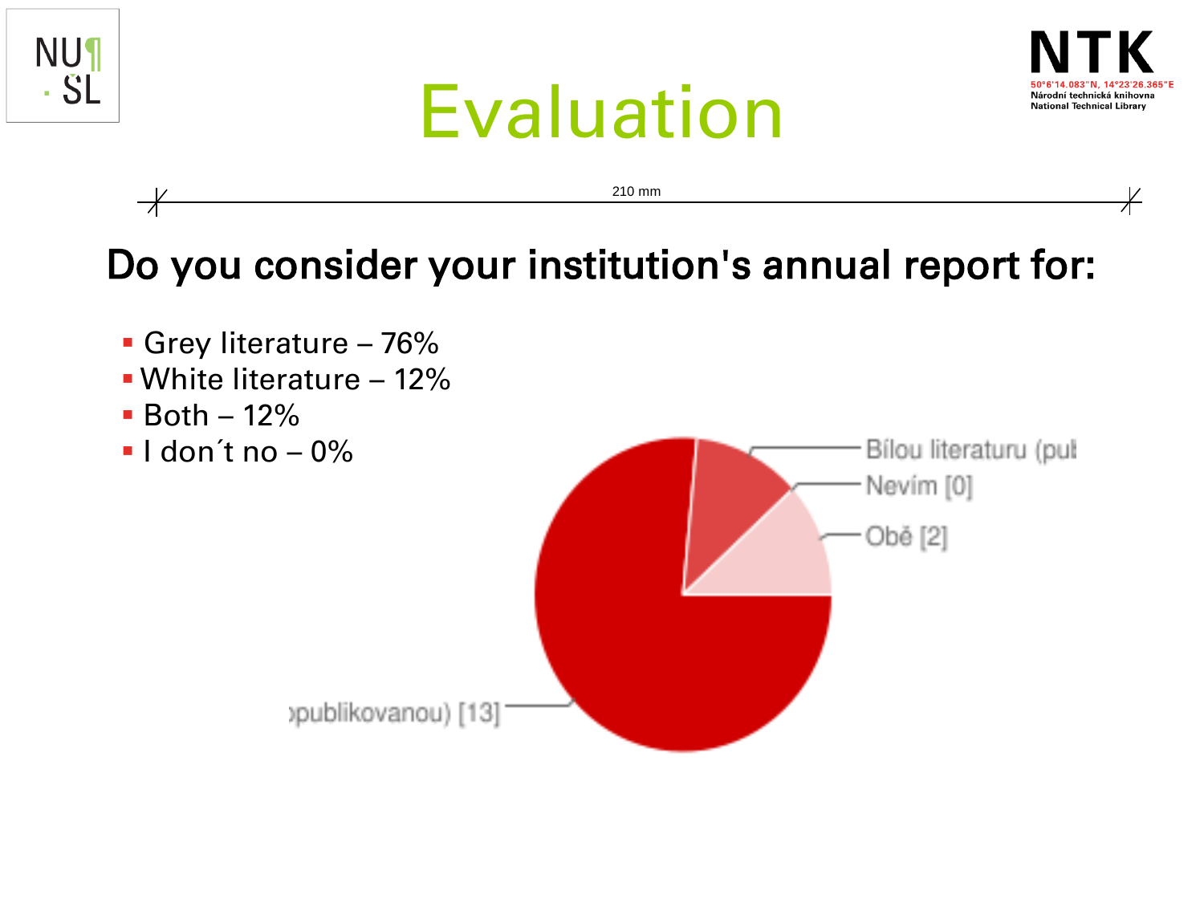# Evaluation

210 mm

## Do you consider your institution's annual report for:

- Grey literature – 76%
- White literature – 12%
- Both – 12%
- I don´t no – 0%

Bílou literaturu (pub

Nevím [0]

Obě [2]

›publikovanou) [13]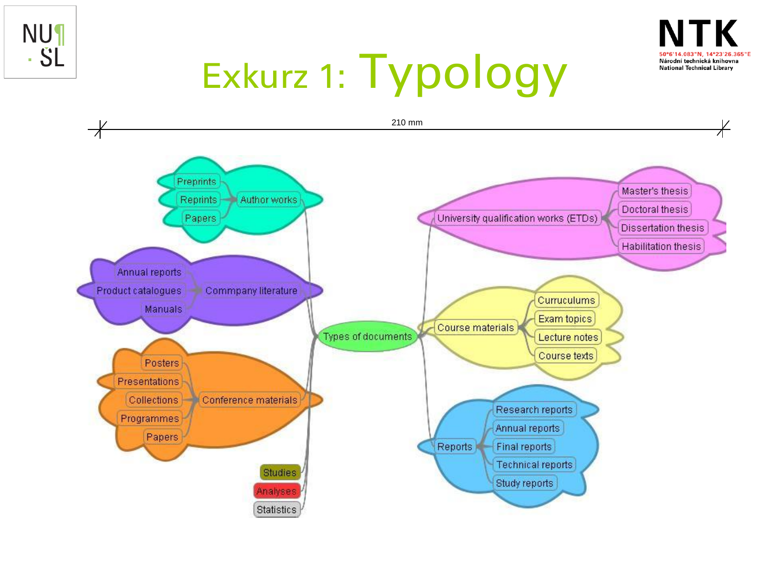# Exkurz 1: Typology

210 mm

- Types of documents
  - Author works
    - Preprints
    - Reprints
    - Papers
  - Commpany literature
    - Annual reports
    - Product catalogues
    - Manuals
  - Conference materials
    - Posters
    - Presentations
    - Collections
    - Programmes
    - Papers
  - Studies
  - Analyses
  - Statistics
  - University qualification works (ETDs)
    - Master's thesis
    - Doctoral thesis
    - Dissertation thesis
    - Habilitation thesis
  - Course materials
    - Curruculums
    - Exam topics
    - Lecture notes
    - Course texts
  - Reports
    - Research reports
    - Annual reports
    - Final reports
    - Technical reports
    - Study reports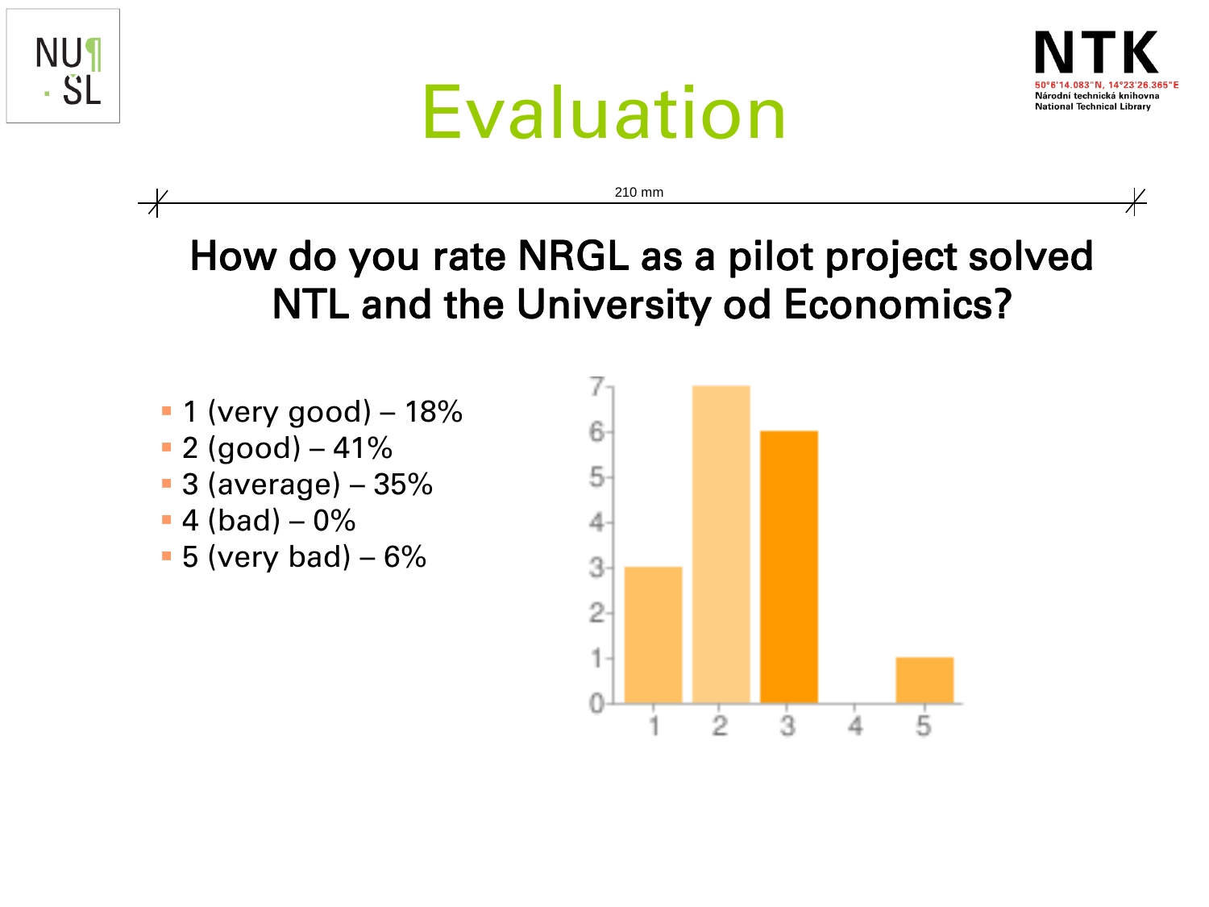# Evaluation

210 mm

## How do you rate NRGL as a pilot project solved NTL and the University od Economics?

- 1 (very good) – 18%
- 2 (good) – 41%
- 3 (average) – 35%
- 4 (bad) – 0%
- 5 (very bad) – 6%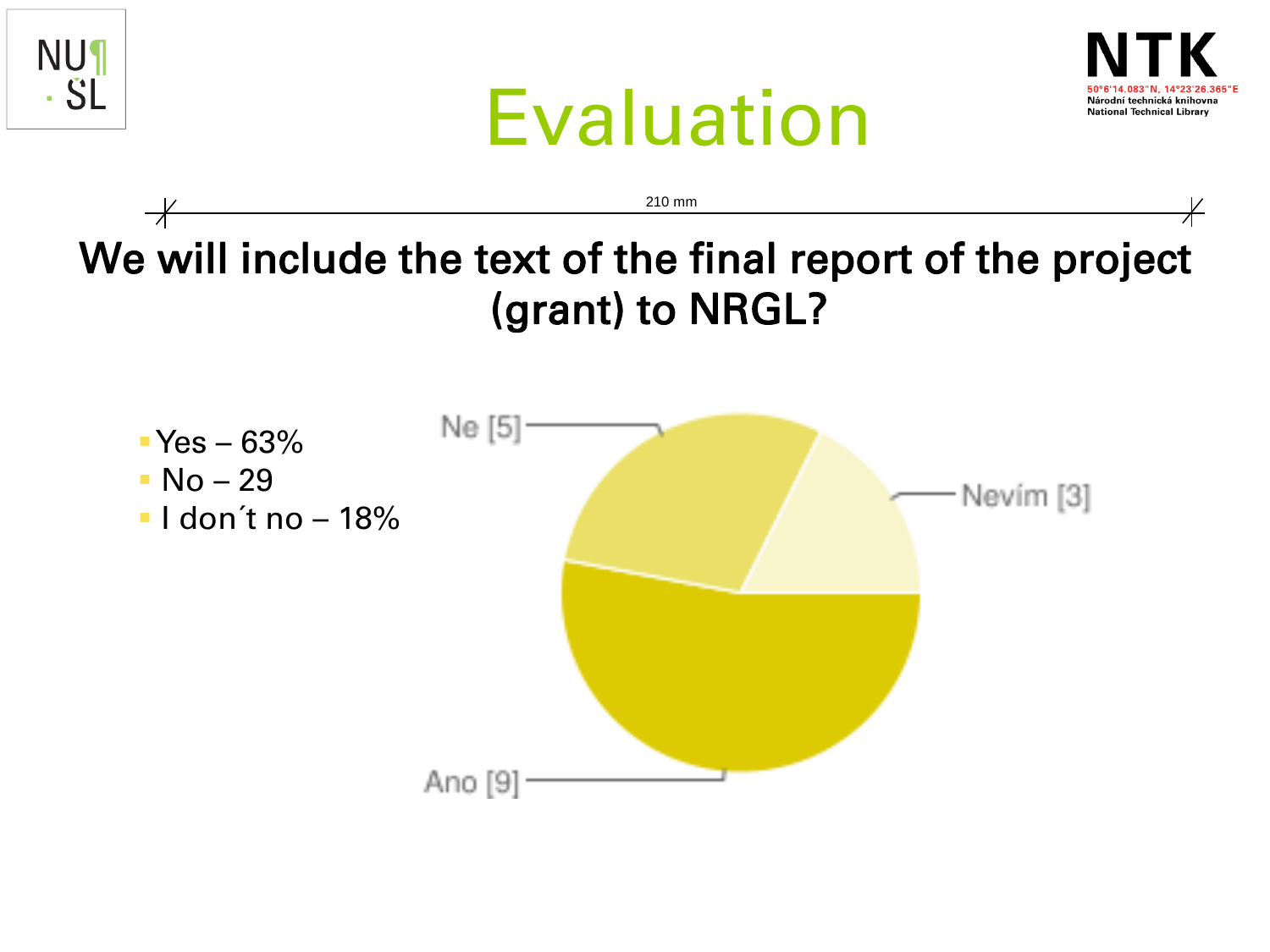# Evaluation

210 mm

## We will include the text of the final report of the project (grant) to NRGL?

- Yes – 63%
- No – 29
- I don´t no – 18%

Ne [5]

Nevím [3]

Ano [9]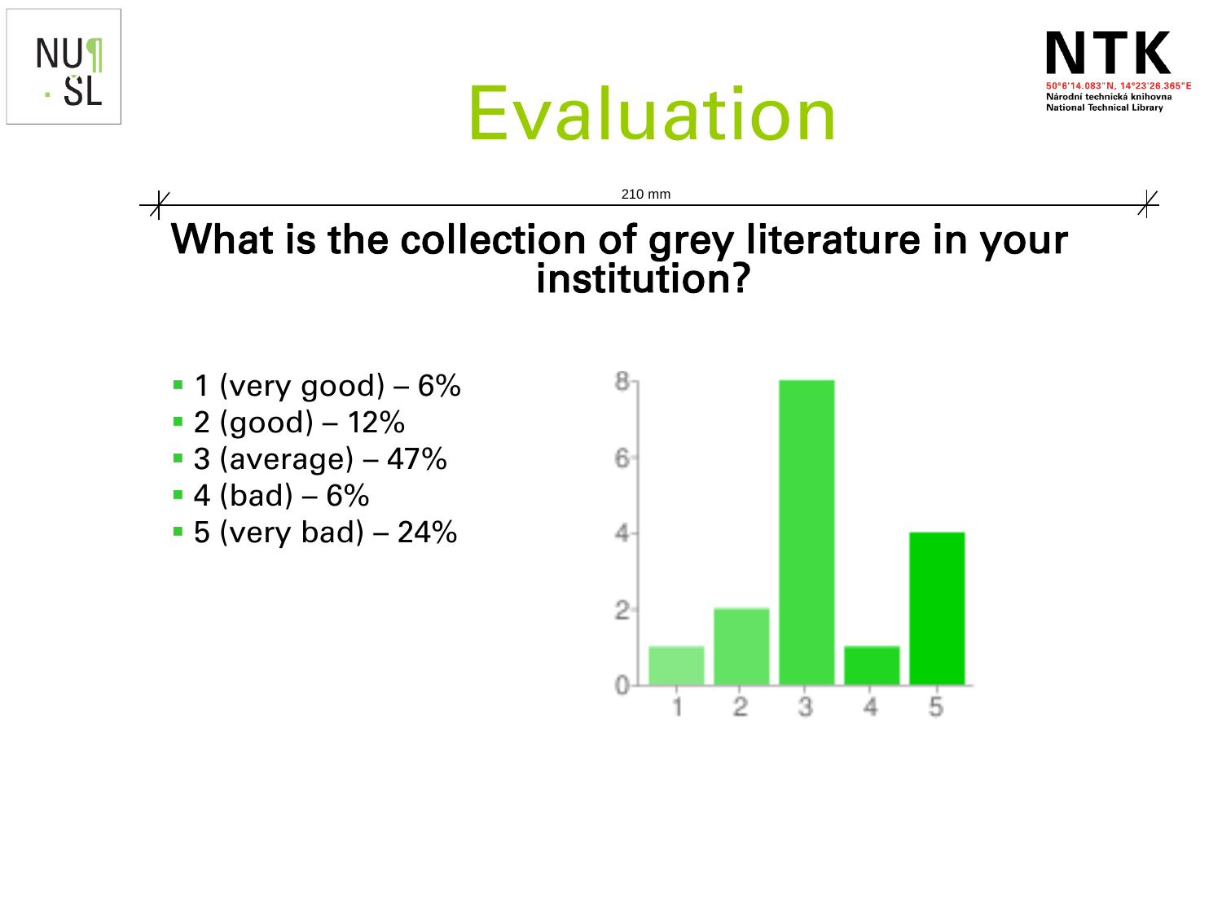# Evaluation

210 mm

## What is the collection of grey literature in your institution?

- 1 (very good) – 6%
- 2 (good) – 12%
- 3 (average) – 47%
- 4 (bad) – 6%
- 5 (very bad) – 24%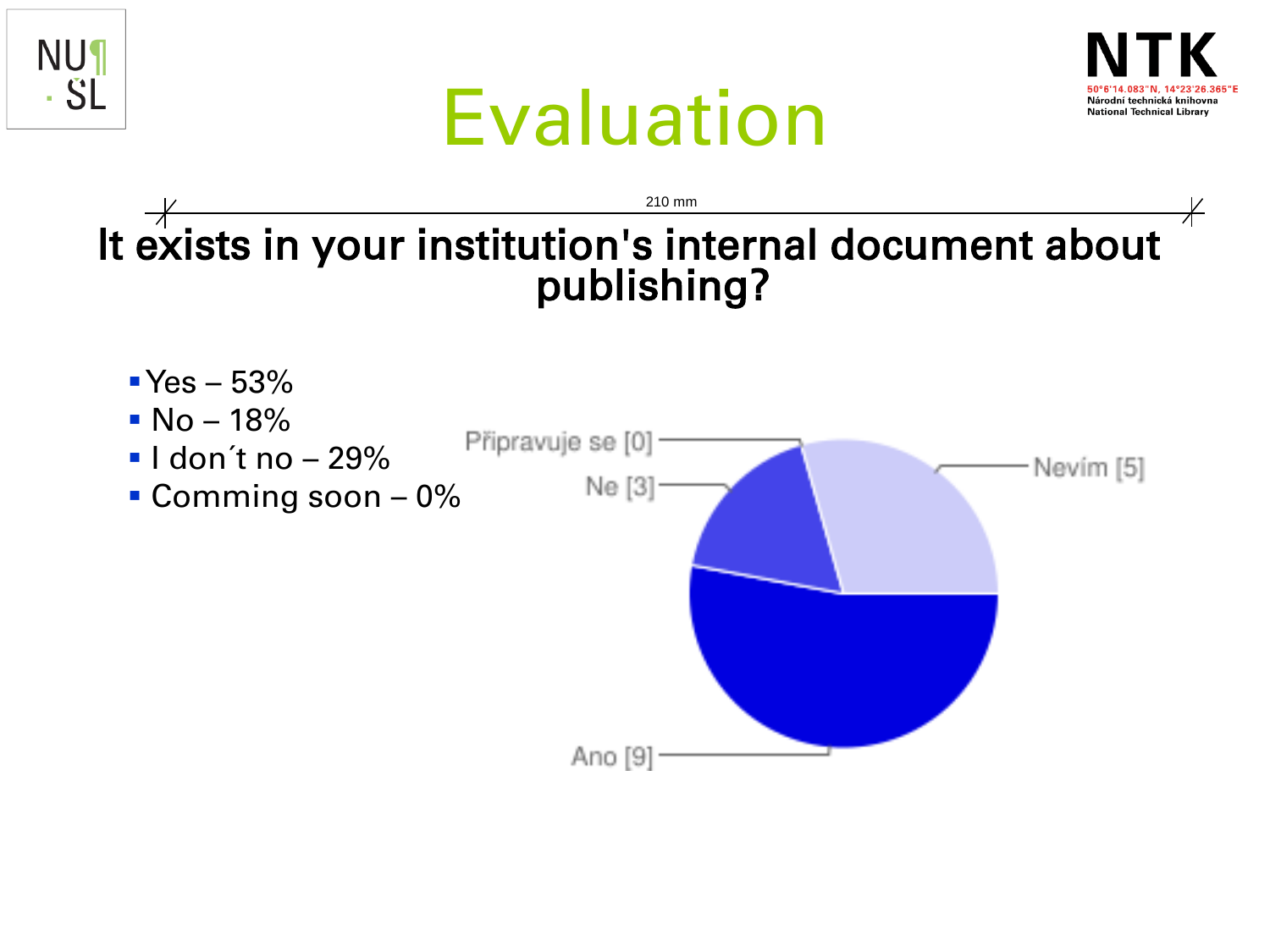# Evaluation

210 mm

## It exists in your institution's internal document about publishing?

- Yes – 53%
- No – 18%
- I don´t no – 29%
- Comming soon – 0%

Připravuje se [0]

Ne [3]

Nevím [5]

Ano [9]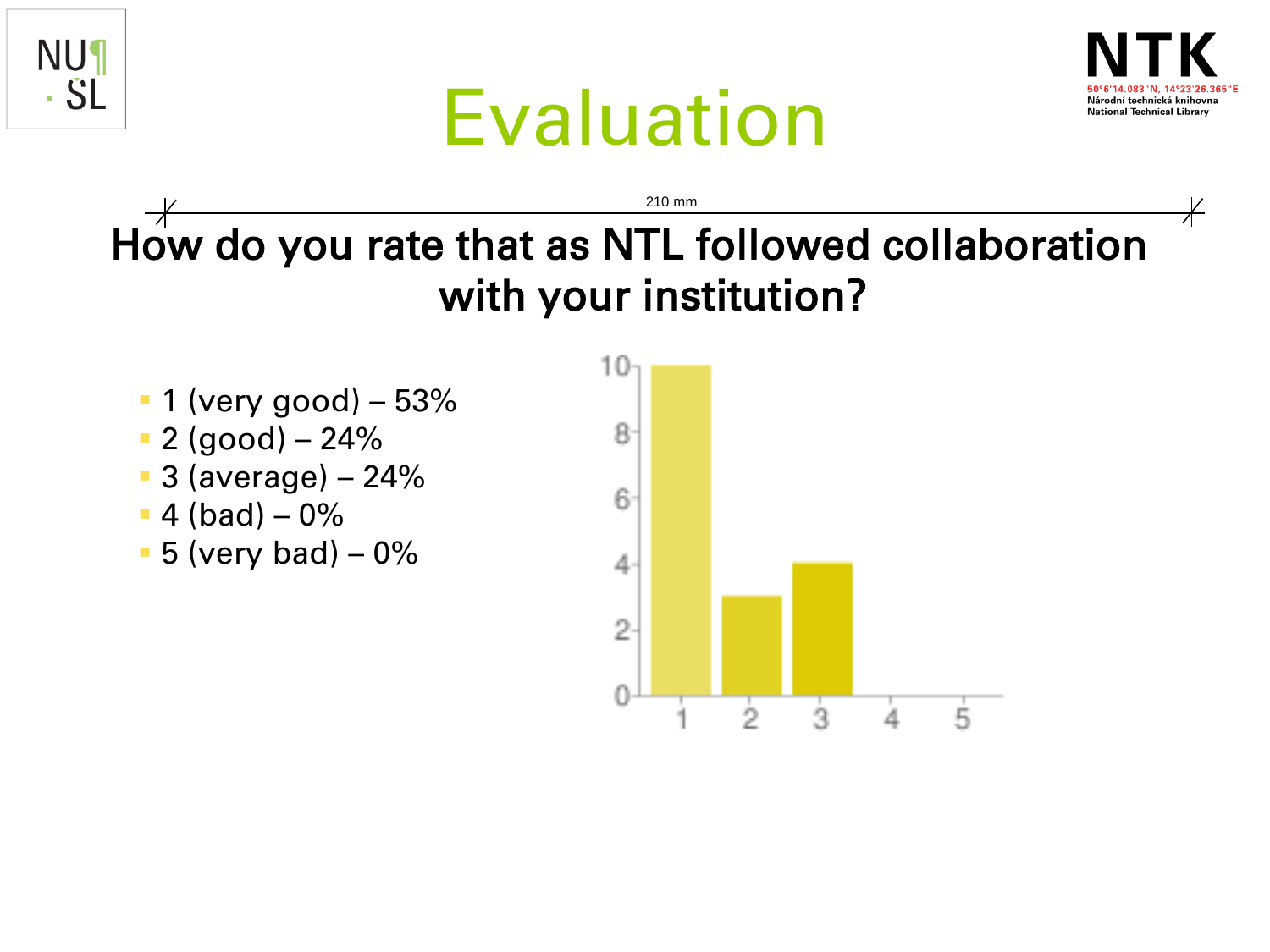# Evaluation

## How do you rate that as NTL followed collaboration with your institution?

- 1 (very good) – 53%
- 2 (good) – 24%
- 3 (average) – 24%
- 4 (bad) – 0%
- 5 (very bad) – 0%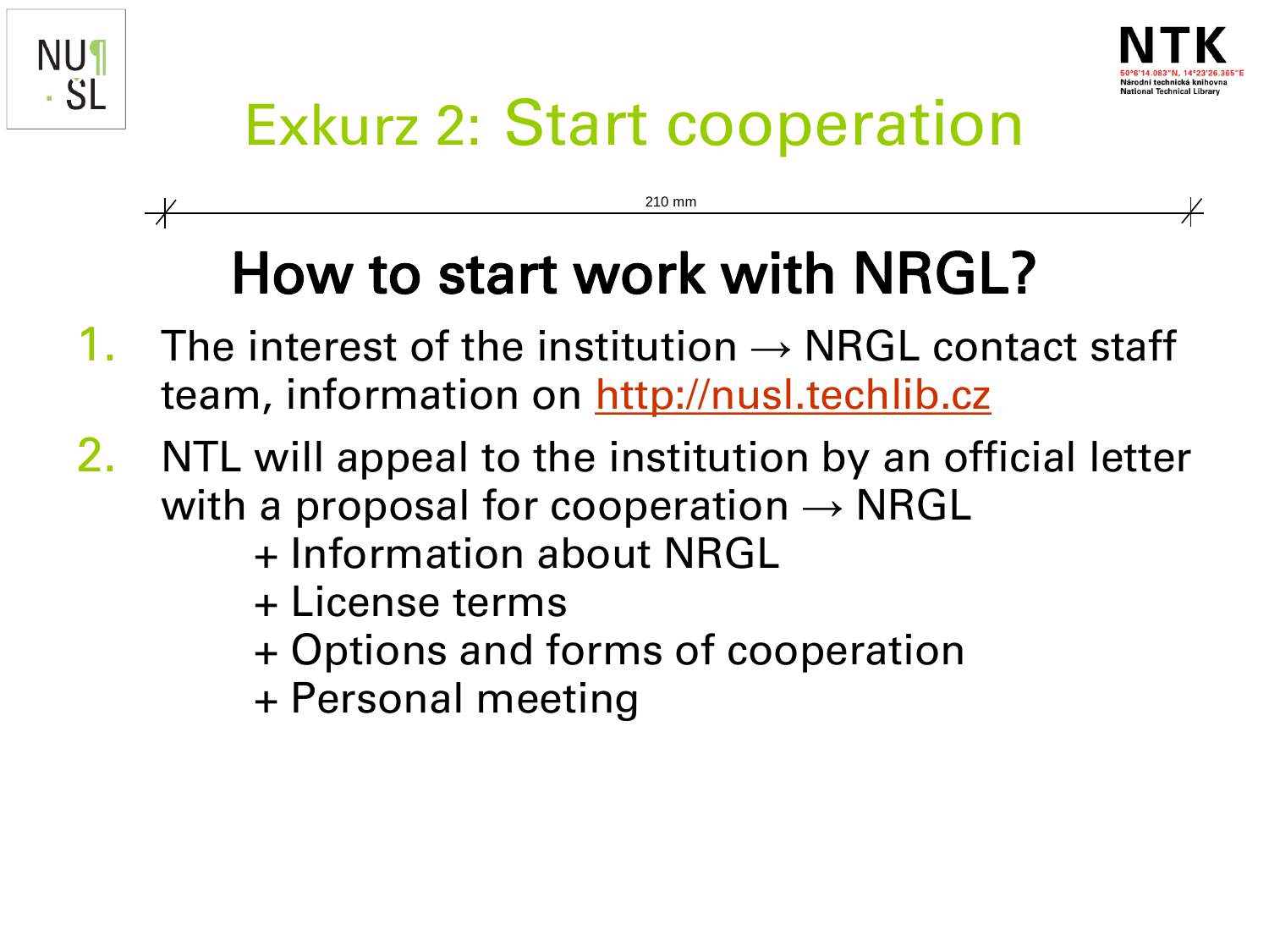# Exkurz 2: Start cooperation

210 mm

## How to start work with NRGL?

1. The interest of the institution → NRGL contact staff team, information on http://nusl.techlib.cz
2. NTL will appeal to the institution by an official letter with a proposal for cooperation → NRGL
   + Information about NRGL
   + License terms
   + Options and forms of cooperation
   + Personal meeting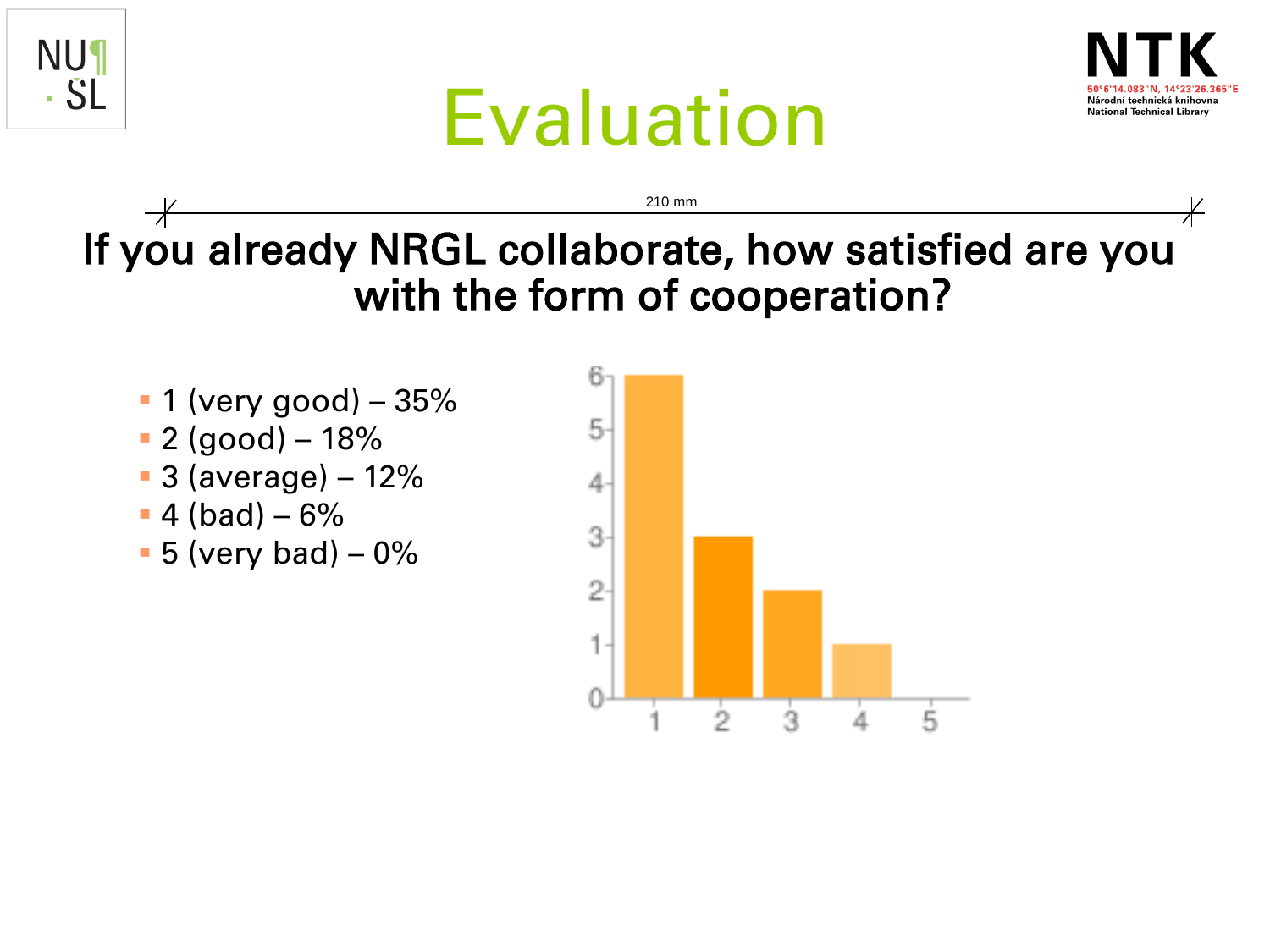# Evaluation

210 mm

## If you already NRGL collaborate, how satisfied are you with the form of cooperation?

- 1 (very good) – 35%
- 2 (good) – 18%
- 3 (average) – 12%
- 4 (bad) – 6%
- 5 (very bad) – 0%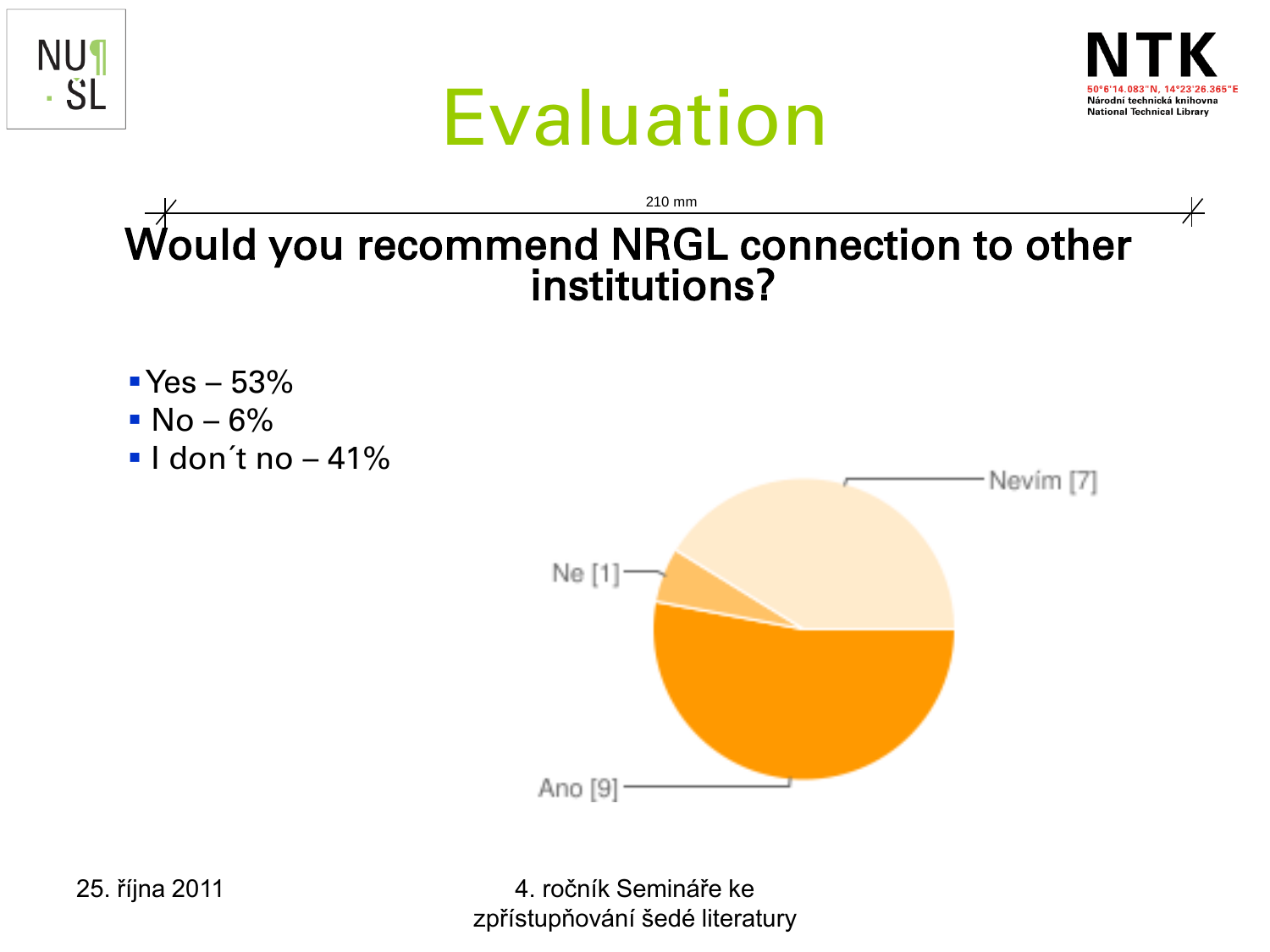# Evaluation

210 mm

## Would you recommend NRGL connection to other institutions?

- Yes – 53%
- No – 6%
- I don´t no – 41%

Nevím [7]

Ne [1]

Ano [9]

25. října 2011

4. ročník Semináře ke zpřístupňování šedé literatury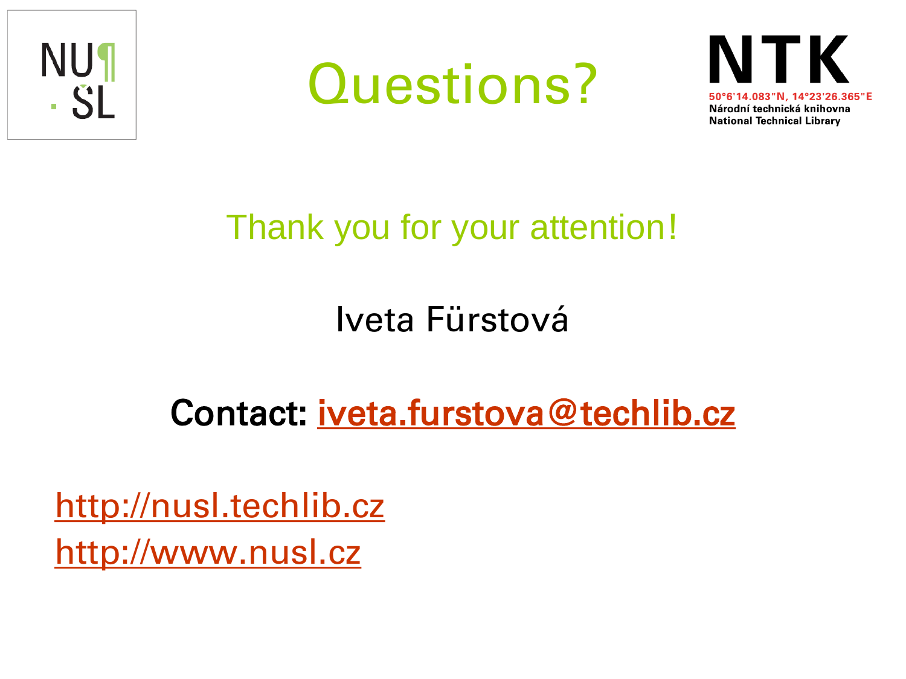# Questions?

NTK

50°6'14.083"N, 14°23'26.365"E

Národní technická knihovna

National Technical Library

Thank you for your attention!

Iveta Fürstová

**Contact: iveta.furstova@techlib.cz**

http://nusl.techlib.cz

http://www.nusl.cz